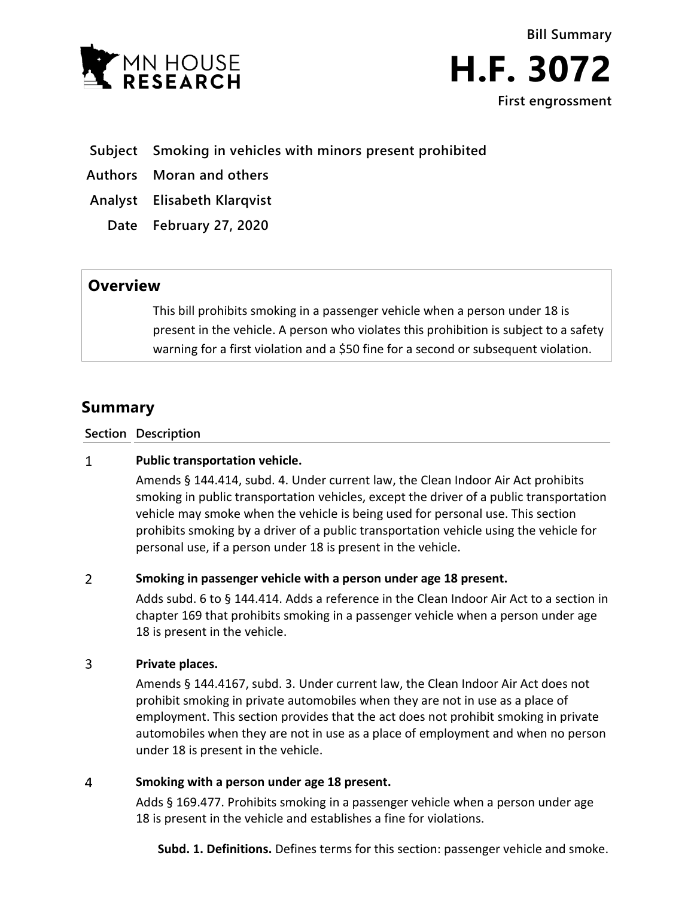MN HOUSE RESEARCH

**Bill Summary**

# H.F. 3072

**First engrossment**

| | |
|---|---|
| **Subject** | **Smoking in vehicles with minors present prohibited** |
| **Authors** | **Moran and others** |
| **Analyst** | **Elisabeth Klarqvist** |
| **Date** | **February 27, 2020** |

## Overview

This bill prohibits smoking in a passenger vehicle when a person under 18 is present in the vehicle. A person who violates this prohibition is subject to a safety warning for a first violation and a $50 fine for a second or subsequent violation.

## Summary

| Section | Description |
|---|---|
| 1 | **Public transportation vehicle.** Amends § 144.414, subd. 4. Under current law, the Clean Indoor Air Act prohibits smoking in public transportation vehicles, except the driver of a public transportation vehicle may smoke when the vehicle is being used for personal use. This section prohibits smoking by a driver of a public transportation vehicle using the vehicle for personal use, if a person under 18 is present in the vehicle. |
| 2 | **Smoking in passenger vehicle with a person under age 18 present.** Adds subd. 6 to § 144.414. Adds a reference in the Clean Indoor Air Act to a section in chapter 169 that prohibits smoking in a passenger vehicle when a person under age 18 is present in the vehicle. |
| 3 | **Private places.** Amends § 144.4167, subd. 3. Under current law, the Clean Indoor Air Act does not prohibit smoking in private automobiles when they are not in use as a place of employment. This section provides that the act does not prohibit smoking in private automobiles when they are not in use as a place of employment and when no person under 18 is present in the vehicle. |
| 4 | **Smoking with a person under age 18 present.** Adds § 169.477. Prohibits smoking in a passenger vehicle when a person under age 18 is present in the vehicle and establishes a fine for violations. **Subd. 1. Definitions.** Defines terms for this section: passenger vehicle and smoke. |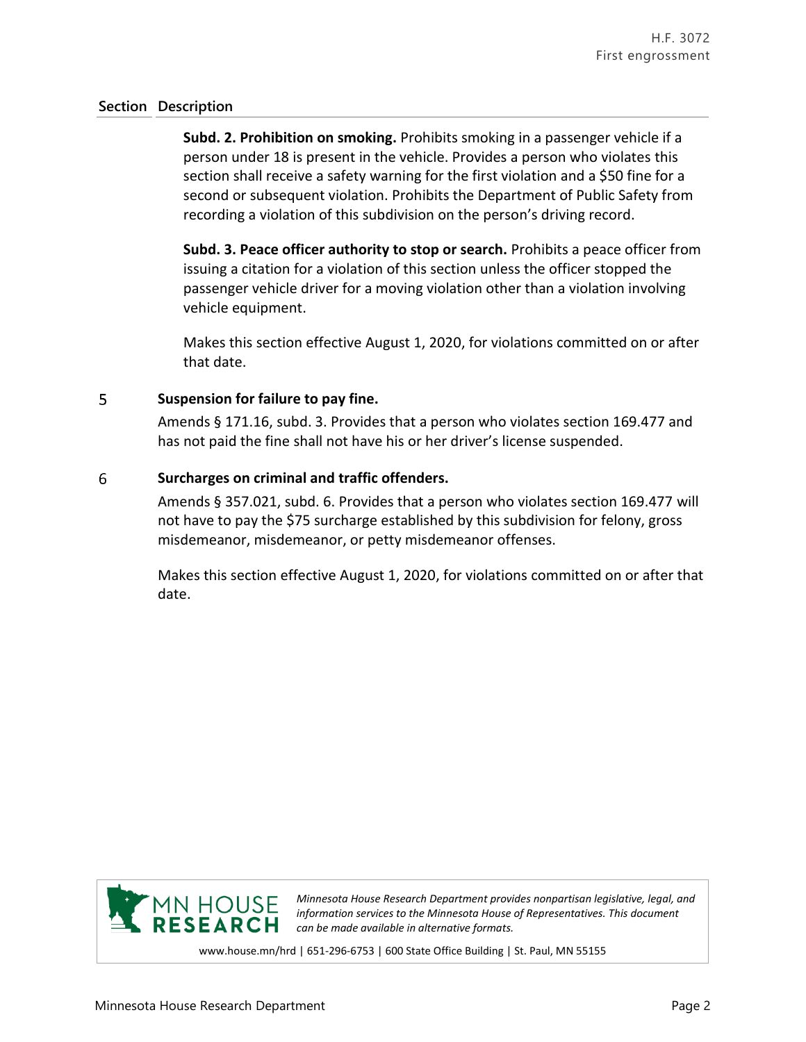| Section | Description |
|---|---|
| | **Subd. 2. Prohibition on smoking.** Prohibits smoking in a passenger vehicle if a person under 18 is present in the vehicle. Provides a person who violates this section shall receive a safety warning for the first violation and a $50 fine for a second or subsequent violation. Prohibits the Department of Public Safety from recording a violation of this subdivision on the person's driving record.<br><br>**Subd. 3. Peace officer authority to stop or search.** Prohibits a peace officer from issuing a citation for a violation of this section unless the officer stopped the passenger vehicle driver for a moving violation other than a violation involving vehicle equipment.<br><br>Makes this section effective August 1, 2020, for violations committed on or after that date. |
| 5 | **Suspension for failure to pay fine.**<br><br>Amends § 171.16, subd. 3. Provides that a person who violates section 169.477 and has not paid the fine shall not have his or her driver's license suspended. |
| 6 | **Surcharges on criminal and traffic offenders.**<br><br>Amends § 357.021, subd. 6. Provides that a person who violates section 169.477 will not have to pay the $75 surcharge established by this subdivision for felony, gross misdemeanor, misdemeanor, or petty misdemeanor offenses.<br><br>Makes this section effective August 1, 2020, for violations committed on or after that date. |

MN HOUSE RESEARCH

*Minnesota House Research Department provides nonpartisan legislative, legal, and information services to the Minnesota House of Representatives. This document can be made available in alternative formats.*

www.house.mn/hrd | 651-296-6753 | 600 State Office Building | St. Paul, MN 55155